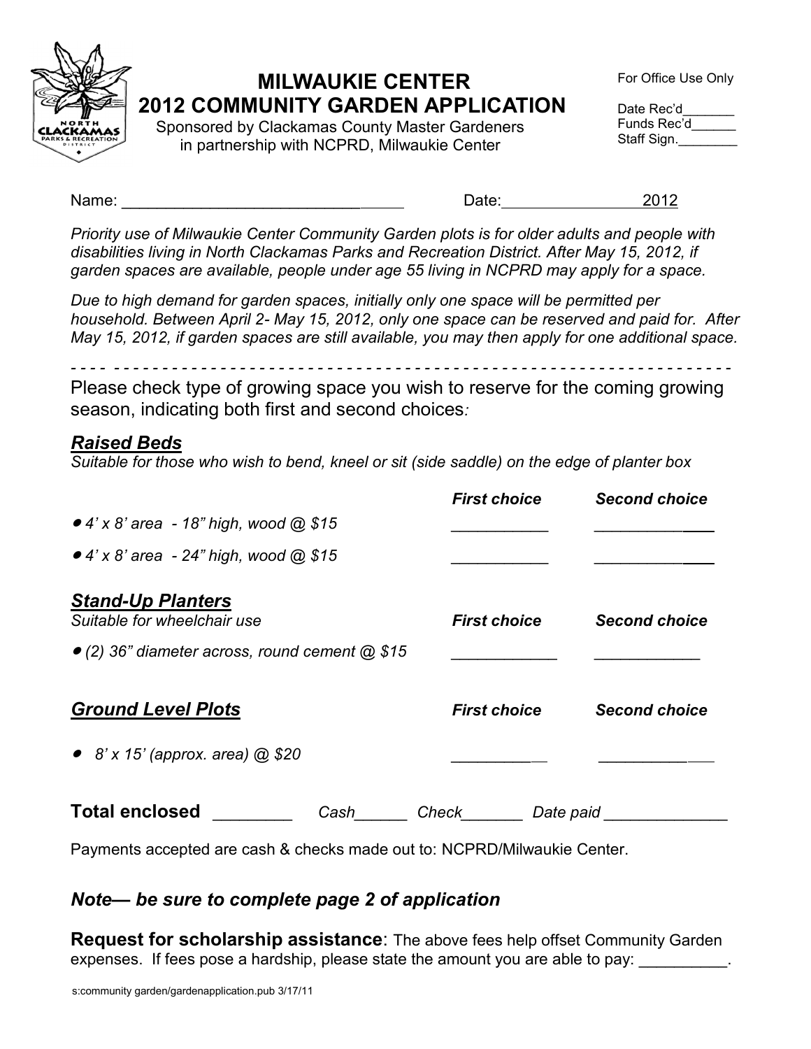# MILWAUKIE CENTER
# 2012 COMMUNITY GARDEN APPLICATION

Sponsored by Clackamas County Master Gardeners
in partnership with NCPRD, Milwaukie Center

For Office Use Only

Date Rec'd_______
Funds Rec'd______
Staff Sign.________

Name: ______________________________ Date:________________2012

*Priority use of Milwaukie Center Community Garden plots is for older adults and people with disabilities living in North Clackamas Parks and Recreation District. After May 15, 2012, if garden spaces are available, people under age 55 living in NCPRD may apply for a space.*

*Due to high demand for garden spaces, initially only one space will be permitted per household. Between April 2- May 15, 2012, only one space can be reserved and paid for. After May 15, 2012, if garden spaces are still available, you may then apply for one additional space.*

- - - - - - - - - - - - - - - - - - - - - - - - - - - - - - - - - - - - - - - - - - - - - - - - - - - - - - - - - - - - - - - - -

Please check type of growing space you wish to reserve for the coming growing season, indicating both first and second choices*:*

## ***Raised Beds***

*Suitable for those who wish to bend, kneel or sit (side saddle) on the edge of planter box*

| | ***First choice*** | ***Second choice*** |
|---|---|---|
| • *4' x 8' area - 18" high, wood @ $15* | ___________ | ___________ |
| • *4' x 8' area - 24" high, wood @ $15* | ___________ | ___________ |

## ***Stand-Up Planters***

| *Suitable for wheelchair use* | ***First choice*** | ***Second choice*** |
|---|---|---|
| • *(2) 36" diameter across, round cement @ $15* | ___________ | ___________ |

## ***Ground Level Plots***

| | ***First choice*** | ***Second choice*** |
|---|---|---|
| • *8' x 15' (approx. area) @ $20* | ___________ | ___________ |

**Total enclosed** ________ *Cash*______ *Check*_______ *Date paid* _____________

Payments accepted are cash & checks made out to: NCPRD/Milwaukie Center.

### ***Note— be sure to complete page 2 of application***

**Request for scholarship assistance**: The above fees help offset Community Garden expenses. If fees pose a hardship, please state the amount you are able to pay: __________.

s:community garden/gardenapplication.pub 3/17/11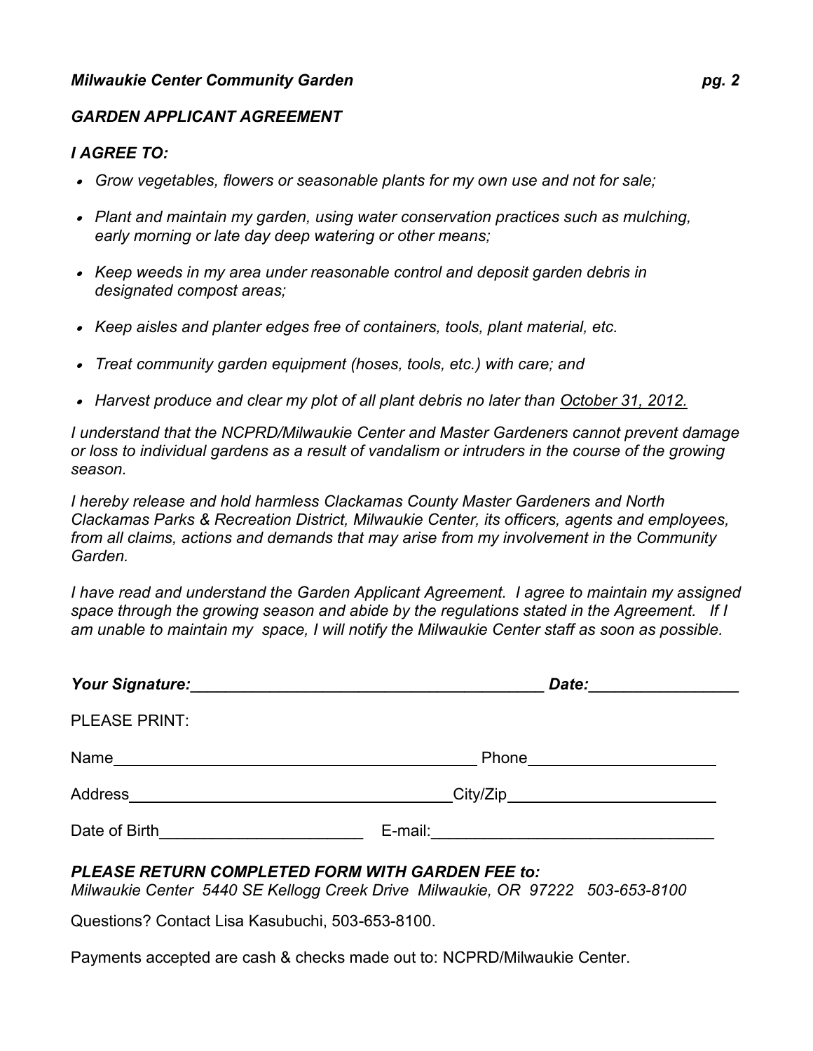*GARDEN APPLICANT AGREEMENT*

***I AGREE TO:***

- *Grow vegetables, flowers or seasonable plants for my own use and not for sale;*
- *Plant and maintain my garden, using water conservation practices such as mulching, early morning or late day deep watering or other means;*
- *Keep weeds in my area under reasonable control and deposit garden debris in designated compost areas;*
- *Keep aisles and planter edges free of containers, tools, plant material, etc.*
- *Treat community garden equipment (hoses, tools, etc.) with care; and*
- *Harvest produce and clear my plot of all plant debris no later than <u>October 31, 2012.</u>*

*I understand that the NCPRD/Milwaukie Center and Master Gardeners cannot prevent damage or loss to individual gardens as a result of vandalism or intruders in the course of the growing season.*

*I hereby release and hold harmless Clackamas County Master Gardeners and North Clackamas Parks & Recreation District, Milwaukie Center, its officers, agents and employees, from all claims, actions and demands that may arise from my involvement in the Community Garden.*

*I have read and understand the Garden Applicant Agreement. I agree to maintain my assigned space through the growing season and abide by the regulations stated in the Agreement. If I am unable to maintain my space, I will notify the Milwaukie Center staff as soon as possible.*

***Your Signature:*** ________________________________________ ***Date:*** _________________

PLEASE PRINT:

Name __________________________________________ Phone _____________________

Address ______________________________________ City/Zip ________________________

Date of Birth _______________________ E-mail: ________________________________

***PLEASE RETURN COMPLETED FORM WITH GARDEN FEE to:***
*Milwaukie Center 5440 SE Kellogg Creek Drive Milwaukie, OR 97222 503-653-8100*

Questions? Contact Lisa Kasubuchi, 503-653-8100.

Payments accepted are cash & checks made out to: NCPRD/Milwaukie Center.